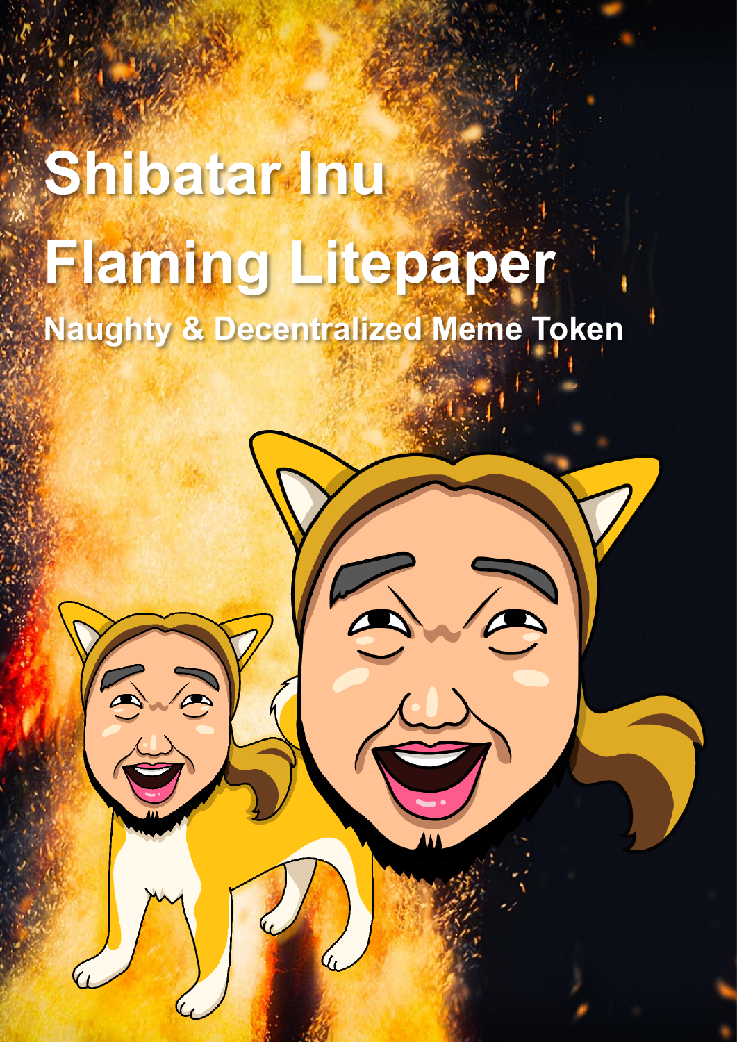# Shibatar Inu Flaming Litepaper

## Naughty & Decentralized Meme Token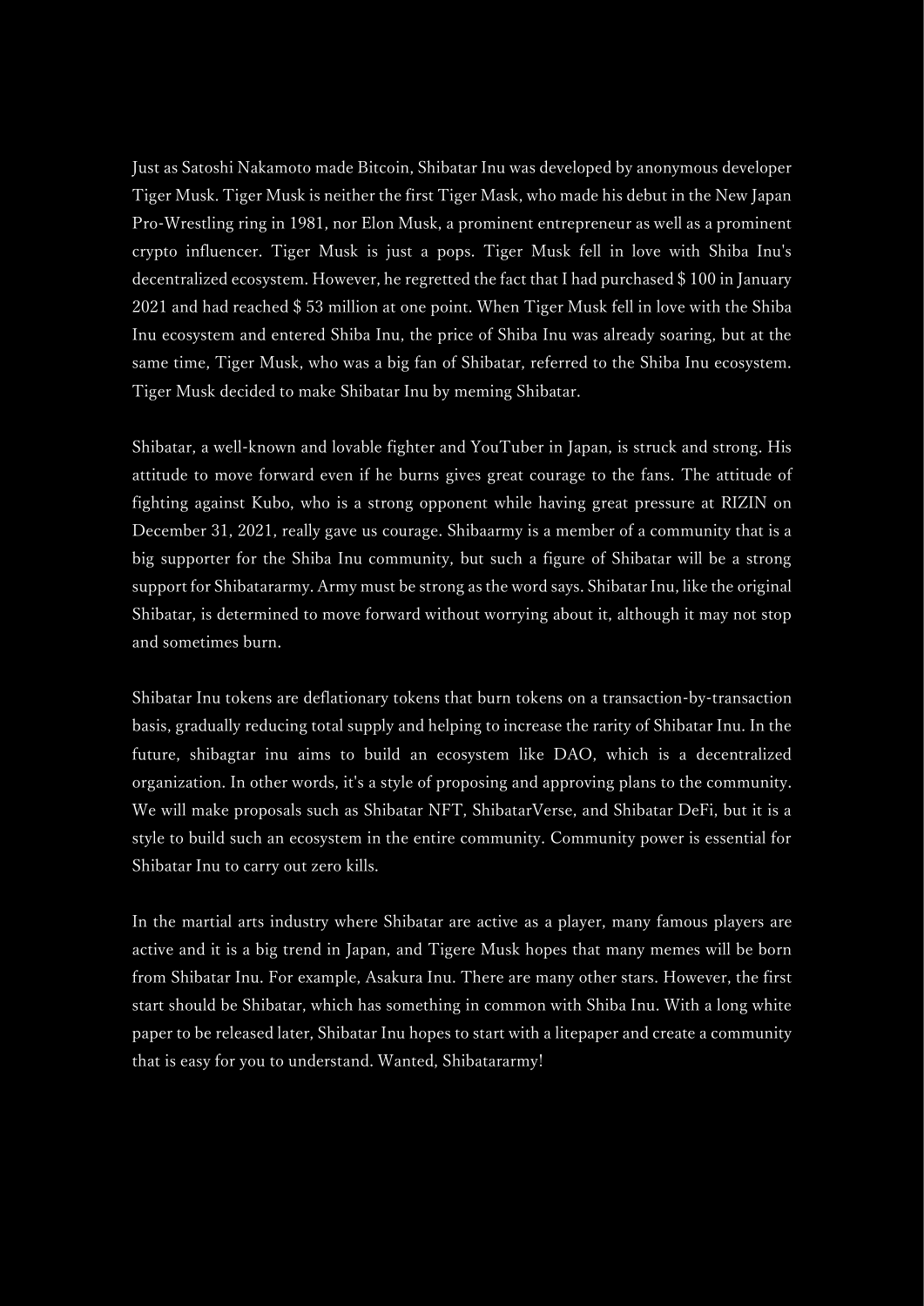Just as Satoshi Nakamoto made Bitcoin, Shibatar Inu was developed by anonymous developer Tiger Musk. Tiger Musk is neither the first Tiger Mask, who made his debut in the New Japan Pro-Wrestling ring in 1981, nor Elon Musk, a prominent entrepreneur as well as a prominent crypto influencer. Tiger Musk is just a pops. Tiger Musk fell in love with Shiba Inu's decentralized ecosystem. However, he regretted the fact that I had purchased $ 100 in January 2021 and had reached $ 53 million at one point. When Tiger Musk fell in love with the Shiba Inu ecosystem and entered Shiba Inu, the price of Shiba Inu was already soaring, but at the same time, Tiger Musk, who was a big fan of Shibatar, referred to the Shiba Inu ecosystem. Tiger Musk decided to make Shibatar Inu by meming Shibatar.

Shibatar, a well-known and lovable fighter and YouTuber in Japan, is struck and strong. His attitude to move forward even if he burns gives great courage to the fans. The attitude of fighting against Kubo, who is a strong opponent while having great pressure at RIZIN on December 31, 2021, really gave us courage. Shibaarmy is a member of a community that is a big supporter for the Shiba Inu community, but such a figure of Shibatar will be a strong support for Shibatararmy. Army must be strong as the word says. Shibatar Inu, like the original Shibatar, is determined to move forward without worrying about it, although it may not stop and sometimes burn.

Shibatar Inu tokens are deflationary tokens that burn tokens on a transaction-by-transaction basis, gradually reducing total supply and helping to increase the rarity of Shibatar Inu. In the future, shibagtar inu aims to build an ecosystem like DAO, which is a decentralized organization. In other words, it's a style of proposing and approving plans to the community. We will make proposals such as Shibatar NFT, ShibatarVerse, and Shibatar DeFi, but it is a style to build such an ecosystem in the entire community. Community power is essential for Shibatar Inu to carry out zero kills.

In the martial arts industry where Shibatar are active as a player, many famous players are active and it is a big trend in Japan, and Tigere Musk hopes that many memes will be born from Shibatar Inu. For example, Asakura Inu. There are many other stars. However, the first start should be Shibatar, which has something in common with Shiba Inu. With a long white paper to be released later, Shibatar Inu hopes to start with a litepaper and create a community that is easy for you to understand. Wanted, Shibatararmy!